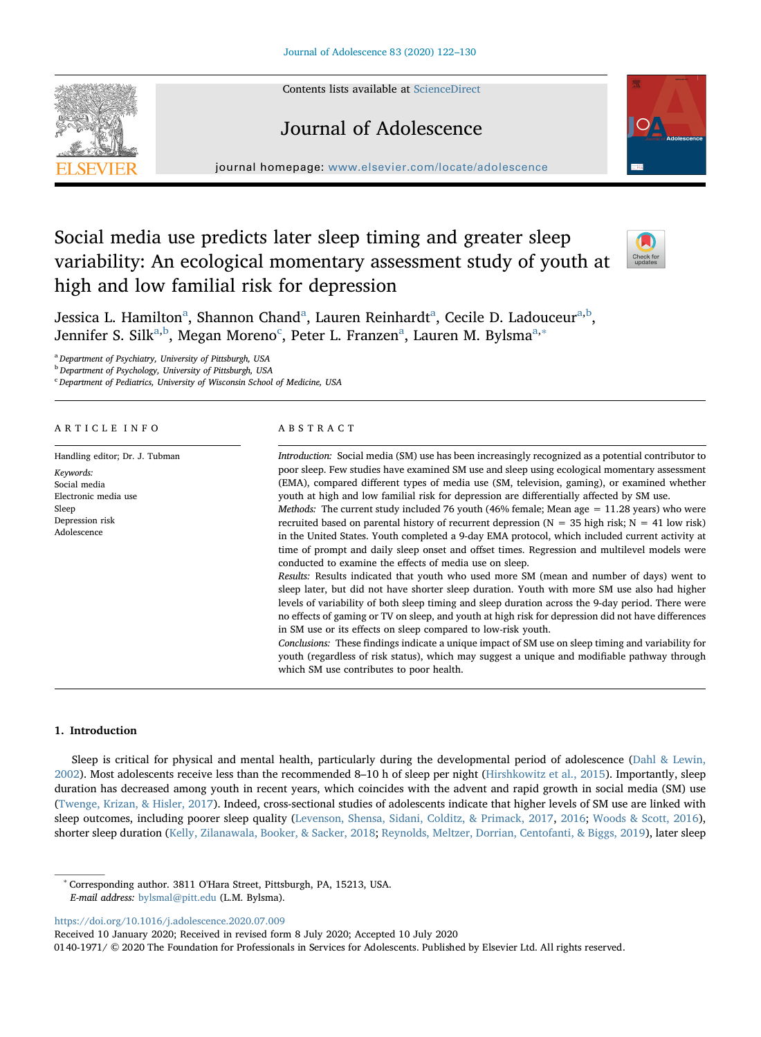# Social media use predicts later sleep timing and greater sleep variability: An ecological momentary assessment study of youth at high and low familial risk for depression

Jessica L. Hamilton[a], Shannon Chand[a], Lauren Reinhardt[a], Cecile D. Ladouceur[a,b], Jennifer S. Silk[a,b], Megan Moreno[c], Peter L. Franzen[a], Lauren M. Bylsma[a,*]

[a] *Department of Psychiatry, University of Pittsburgh, USA*
[b] *Department of Psychology, University of Pittsburgh, USA*
[c] *Department of Pediatrics, University of Wisconsin School of Medicine, USA*

## ARTICLE INFO

Handling editor; Dr. J. Tubman

*Keywords:*
Social media
Electronic media use
Sleep
Depression risk
Adolescence

## ABSTRACT

*Introduction:* Social media (SM) use has been increasingly recognized as a potential contributor to poor sleep. Few studies have examined SM use and sleep using ecological momentary assessment (EMA), compared different types of media use (SM, television, gaming), or examined whether youth at high and low familial risk for depression are differentially affected by SM use.

*Methods:* The current study included 76 youth (46% female; Mean age = 11.28 years) who were recruited based on parental history of recurrent depression (N = 35 high risk; N = 41 low risk) in the United States. Youth completed a 9-day EMA protocol, which included current activity at time of prompt and daily sleep onset and offset times. Regression and multilevel models were conducted to examine the effects of media use on sleep.

*Results:* Results indicated that youth who used more SM (mean and number of days) went to sleep later, but did not have shorter sleep duration. Youth with more SM use also had higher levels of variability of both sleep timing and sleep duration across the 9-day period. There were no effects of gaming or TV on sleep, and youth at high risk for depression did not have differences in SM use or its effects on sleep compared to low-risk youth.

*Conclusions:* These findings indicate a unique impact of SM use on sleep timing and variability for youth (regardless of risk status), which may suggest a unique and modifiable pathway through which SM use contributes to poor health.

## 1. Introduction

Sleep is critical for physical and mental health, particularly during the developmental period of adolescence (Dahl & Lewin, 2002). Most adolescents receive less than the recommended 8–10 h of sleep per night (Hirshkowitz et al., 2015). Importantly, sleep duration has decreased among youth in recent years, which coincides with the advent and rapid growth in social media (SM) use (Twenge, Krizan, & Hisler, 2017). Indeed, cross-sectional studies of adolescents indicate that higher levels of SM use are linked with sleep outcomes, including poorer sleep quality (Levenson, Shensa, Sidani, Colditz, & Primack, 2017, 2016; Woods & Scott, 2016), shorter sleep duration (Kelly, Zilanawala, Booker, & Sacker, 2018; Reynolds, Meltzer, Dorrian, Centofanti, & Biggs, 2019), later sleep

* Corresponding author. 3811 O'Hara Street, Pittsburgh, PA, 15213, USA.
*E-mail address:* bylsmal@pitt.edu (L.M. Bylsma).

https://doi.org/10.1016/j.adolescence.2020.07.009
Received 10 January 2020; Received in revised form 8 July 2020; Accepted 10 July 2020
0140-1971/ © 2020 The Foundation for Professionals in Services for Adolescents. Published by Elsevier Ltd. All rights reserved.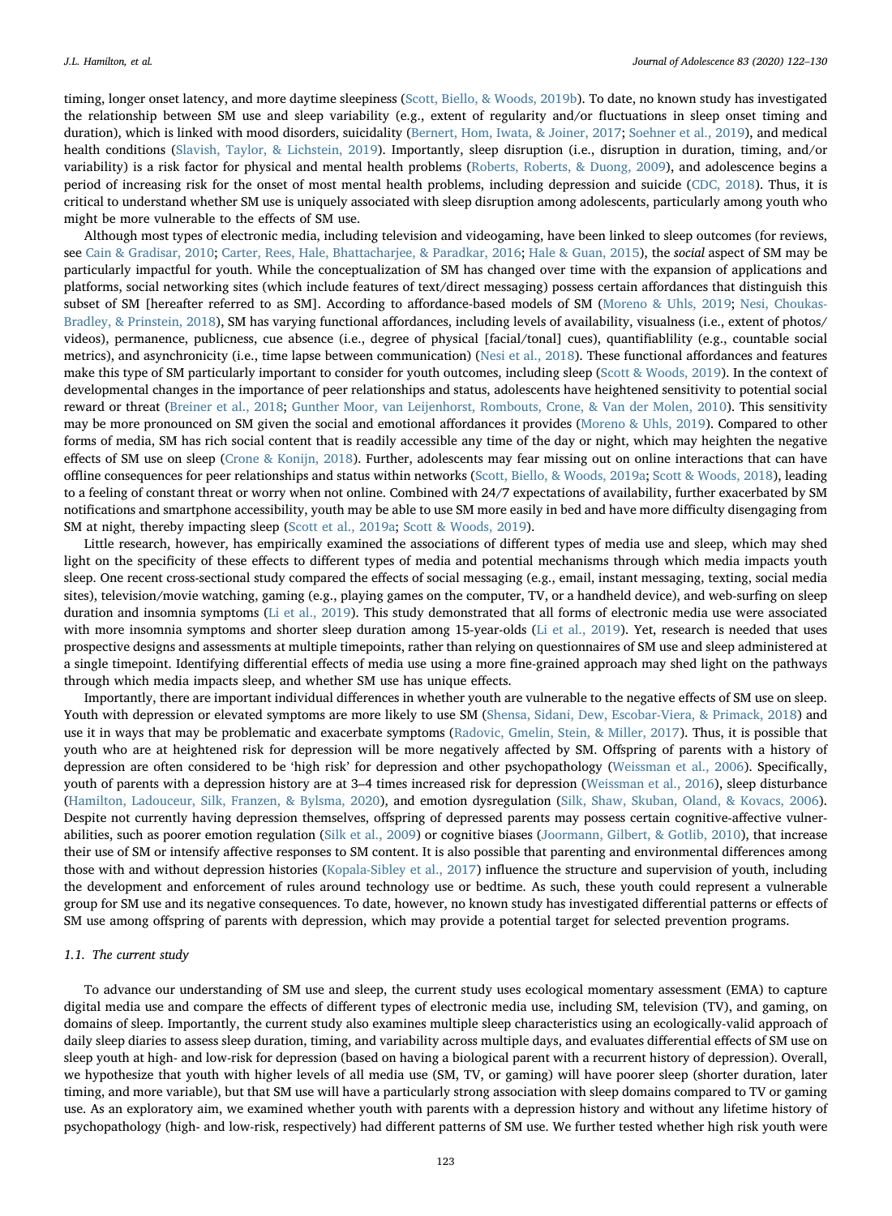timing, longer onset latency, and more daytime sleepiness (Scott, Biello, & Woods, 2019b). To date, no known study has investigated the relationship between SM use and sleep variability (e.g., extent of regularity and/or fluctuations in sleep onset timing and duration), which is linked with mood disorders, suicidality (Bernert, Hom, Iwata, & Joiner, 2017; Soehner et al., 2019), and medical health conditions (Slavish, Taylor, & Lichstein, 2019). Importantly, sleep disruption (i.e., disruption in duration, timing, and/or variability) is a risk factor for physical and mental health problems (Roberts, Roberts, & Duong, 2009), and adolescence begins a period of increasing risk for the onset of most mental health problems, including depression and suicide (CDC, 2018). Thus, it is critical to understand whether SM use is uniquely associated with sleep disruption among adolescents, particularly among youth who might be more vulnerable to the effects of SM use.

Although most types of electronic media, including television and videogaming, have been linked to sleep outcomes (for reviews, see Cain & Gradisar, 2010; Carter, Rees, Hale, Bhattacharjee, & Paradkar, 2016; Hale & Guan, 2015), the *social* aspect of SM may be particularly impactful for youth. While the conceptualization of SM has changed over time with the expansion of applications and platforms, social networking sites (which include features of text/direct messaging) possess certain affordances that distinguish this subset of SM [hereafter referred to as SM]. According to affordance-based models of SM (Moreno & Uhls, 2019; Nesi, Choukas-Bradley, & Prinstein, 2018), SM has varying functional affordances, including levels of availability, visualness (i.e., extent of photos/videos), permanence, publicness, cue absence (i.e., degree of physical [facial/tonal] cues), quantifiablility (e.g., countable social metrics), and asynchronicity (i.e., time lapse between communication) (Nesi et al., 2018). These functional affordances and features make this type of SM particularly important to consider for youth outcomes, including sleep (Scott & Woods, 2019). In the context of developmental changes in the importance of peer relationships and status, adolescents have heightened sensitivity to potential social reward or threat (Breiner et al., 2018; Gunther Moor, van Leijenhorst, Rombouts, Crone, & Van der Molen, 2010). This sensitivity may be more pronounced on SM given the social and emotional affordances it provides (Moreno & Uhls, 2019). Compared to other forms of media, SM has rich social content that is readily accessible any time of the day or night, which may heighten the negative effects of SM use on sleep (Crone & Konijn, 2018). Further, adolescents may fear missing out on online interactions that can have offline consequences for peer relationships and status within networks (Scott, Biello, & Woods, 2019a; Scott & Woods, 2018), leading to a feeling of constant threat or worry when not online. Combined with 24/7 expectations of availability, further exacerbated by SM notifications and smartphone accessibility, youth may be able to use SM more easily in bed and have more difficulty disengaging from SM at night, thereby impacting sleep (Scott et al., 2019a; Scott & Woods, 2019).

Little research, however, has empirically examined the associations of different types of media use and sleep, which may shed light on the specificity of these effects to different types of media and potential mechanisms through which media impacts youth sleep. One recent cross-sectional study compared the effects of social messaging (e.g., email, instant messaging, texting, social media sites), television/movie watching, gaming (e.g., playing games on the computer, TV, or a handheld device), and web-surfing on sleep duration and insomnia symptoms (Li et al., 2019). This study demonstrated that all forms of electronic media use were associated with more insomnia symptoms and shorter sleep duration among 15-year-olds (Li et al., 2019). Yet, research is needed that uses prospective designs and assessments at multiple timepoints, rather than relying on questionnaires of SM use and sleep administered at a single timepoint. Identifying differential effects of media use using a more fine-grained approach may shed light on the pathways through which media impacts sleep, and whether SM use has unique effects.

Importantly, there are important individual differences in whether youth are vulnerable to the negative effects of SM use on sleep. Youth with depression or elevated symptoms are more likely to use SM (Shensa, Sidani, Dew, Escobar-Viera, & Primack, 2018) and use it in ways that may be problematic and exacerbate symptoms (Radovic, Gmelin, Stein, & Miller, 2017). Thus, it is possible that youth who are at heightened risk for depression will be more negatively affected by SM. Offspring of parents with a history of depression are often considered to be 'high risk' for depression and other psychopathology (Weissman et al., 2006). Specifically, youth of parents with a depression history are at 3–4 times increased risk for depression (Weissman et al., 2016), sleep disturbance (Hamilton, Ladouceur, Silk, Franzen, & Bylsma, 2020), and emotion dysregulation (Silk, Shaw, Skuban, Oland, & Kovacs, 2006). Despite not currently having depression themselves, offspring of depressed parents may possess certain cognitive-affective vulnerabilities, such as poorer emotion regulation (Silk et al., 2009) or cognitive biases (Joormann, Gilbert, & Gotlib, 2010), that increase their use of SM or intensify affective responses to SM content. It is also possible that parenting and environmental differences among those with and without depression histories (Kopala-Sibley et al., 2017) influence the structure and supervision of youth, including the development and enforcement of rules around technology use or bedtime. As such, these youth could represent a vulnerable group for SM use and its negative consequences. To date, however, no known study has investigated differential patterns or effects of SM use among offspring of parents with depression, which may provide a potential target for selected prevention programs.

### 1.1. The current study

To advance our understanding of SM use and sleep, the current study uses ecological momentary assessment (EMA) to capture digital media use and compare the effects of different types of electronic media use, including SM, television (TV), and gaming, on domains of sleep. Importantly, the current study also examines multiple sleep characteristics using an ecologically-valid approach of daily sleep diaries to assess sleep duration, timing, and variability across multiple days, and evaluates differential effects of SM use on sleep youth at high- and low-risk for depression (based on having a biological parent with a recurrent history of depression). Overall, we hypothesize that youth with higher levels of all media use (SM, TV, or gaming) will have poorer sleep (shorter duration, later timing, and more variable), but that SM use will have a particularly strong association with sleep domains compared to TV or gaming use. As an exploratory aim, we examined whether youth with parents with a depression history and without any lifetime history of psychopathology (high- and low-risk, respectively) had different patterns of SM use. We further tested whether high risk youth were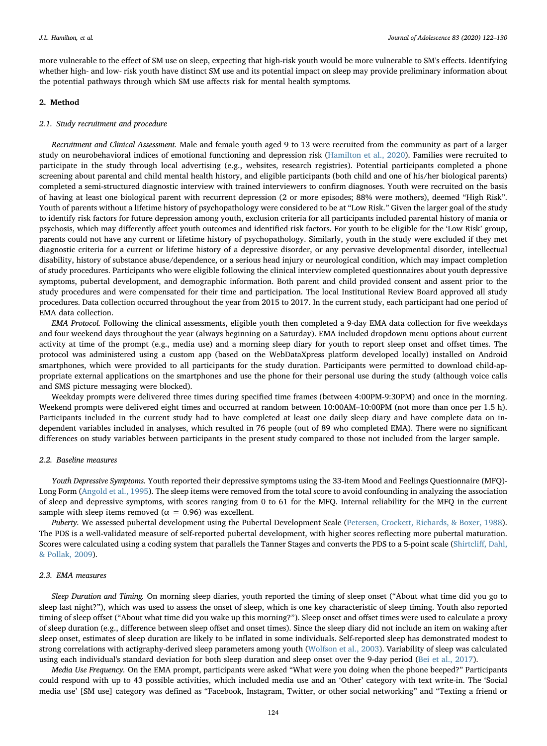more vulnerable to the effect of SM use on sleep, expecting that high-risk youth would be more vulnerable to SM's effects. Identifying whether high- and low- risk youth have distinct SM use and its potential impact on sleep may provide preliminary information about the potential pathways through which SM use affects risk for mental health symptoms.

## 2. Method

### 2.1. Study recruitment and procedure

*Recruitment and Clinical Assessment.* Male and female youth aged 9 to 13 were recruited from the community as part of a larger study on neurobehavioral indices of emotional functioning and depression risk (Hamilton et al., 2020). Families were recruited to participate in the study through local advertising (e.g., websites, research registries). Potential participants completed a phone screening about parental and child mental health history, and eligible participants (both child and one of his/her biological parents) completed a semi-structured diagnostic interview with trained interviewers to confirm diagnoses. Youth were recruited on the basis of having at least one biological parent with recurrent depression (2 or more episodes; 88% were mothers), deemed "High Risk". Youth of parents without a lifetime history of psychopathology were considered to be at "Low Risk." Given the larger goal of the study to identify risk factors for future depression among youth, exclusion criteria for all participants included parental history of mania or psychosis, which may differently affect youth outcomes and identified risk factors. For youth to be eligible for the 'Low Risk' group, parents could not have any current or lifetime history of psychopathology. Similarly, youth in the study were excluded if they met diagnostic criteria for a current or lifetime history of a depressive disorder, or any pervasive developmental disorder, intellectual disability, history of substance abuse/dependence, or a serious head injury or neurological condition, which may impact completion of study procedures. Participants who were eligible following the clinical interview completed questionnaires about youth depressive symptoms, pubertal development, and demographic information. Both parent and child provided consent and assent prior to the study procedures and were compensated for their time and participation. The local Institutional Review Board approved all study procedures. Data collection occurred throughout the year from 2015 to 2017. In the current study, each participant had one period of EMA data collection.

*EMA Protocol.* Following the clinical assessments, eligible youth then completed a 9-day EMA data collection for five weekdays and four weekend days throughout the year (always beginning on a Saturday). EMA included dropdown menu options about current activity at time of the prompt (e.g., media use) and a morning sleep diary for youth to report sleep onset and offset times. The protocol was administered using a custom app (based on the WebDataXpress platform developed locally) installed on Android smartphones, which were provided to all participants for the study duration. Participants were permitted to download child-appropriate external applications on the smartphones and use the phone for their personal use during the study (although voice calls and SMS picture messaging were blocked).

Weekday prompts were delivered three times during specified time frames (between 4:00PM-9:30PM) and once in the morning. Weekend prompts were delivered eight times and occurred at random between 10:00AM–10:00PM (not more than once per 1.5 h). Participants included in the current study had to have completed at least one daily sleep diary and have complete data on independent variables included in analyses, which resulted in 76 people (out of 89 who completed EMA). There were no significant differences on study variables between participants in the present study compared to those not included from the larger sample.

### 2.2. Baseline measures

*Youth Depressive Symptoms.* Youth reported their depressive symptoms using the 33-item Mood and Feelings Questionnaire (MFQ)-Long Form (Angold et al., 1995). The sleep items were removed from the total score to avoid confounding in analyzing the association of sleep and depressive symptoms, with scores ranging from 0 to 61 for the MFQ. Internal reliability for the MFQ in the current sample with sleep items removed ($\alpha = 0.96$) was excellent.

*Puberty.* We assessed pubertal development using the Pubertal Development Scale (Petersen, Crockett, Richards, & Boxer, 1988). The PDS is a well-validated measure of self-reported pubertal development, with higher scores reflecting more pubertal maturation. Scores were calculated using a coding system that parallels the Tanner Stages and converts the PDS to a 5-point scale (Shirtcliff, Dahl, & Pollak, 2009).

### 2.3. EMA measures

*Sleep Duration and Timing.* On morning sleep diaries, youth reported the timing of sleep onset ("About what time did you go to sleep last night?"), which was used to assess the onset of sleep, which is one key characteristic of sleep timing. Youth also reported timing of sleep offset ("About what time did you wake up this morning?"). Sleep onset and offset times were used to calculate a proxy of sleep duration (e.g., difference between sleep offset and onset times). Since the sleep diary did not include an item on waking after sleep onset, estimates of sleep duration are likely to be inflated in some individuals. Self-reported sleep has demonstrated modest to strong correlations with actigraphy-derived sleep parameters among youth (Wolfson et al., 2003). Variability of sleep was calculated using each individual's standard deviation for both sleep duration and sleep onset over the 9-day period (Bei et al., 2017).

*Media Use Frequency.* On the EMA prompt, participants were asked "What were you doing when the phone beeped?" Participants could respond with up to 43 possible activities, which included media use and an 'Other' category with text write-in. The 'Social media use' [SM use] category was defined as "Facebook, Instagram, Twitter, or other social networking" and "Texting a friend or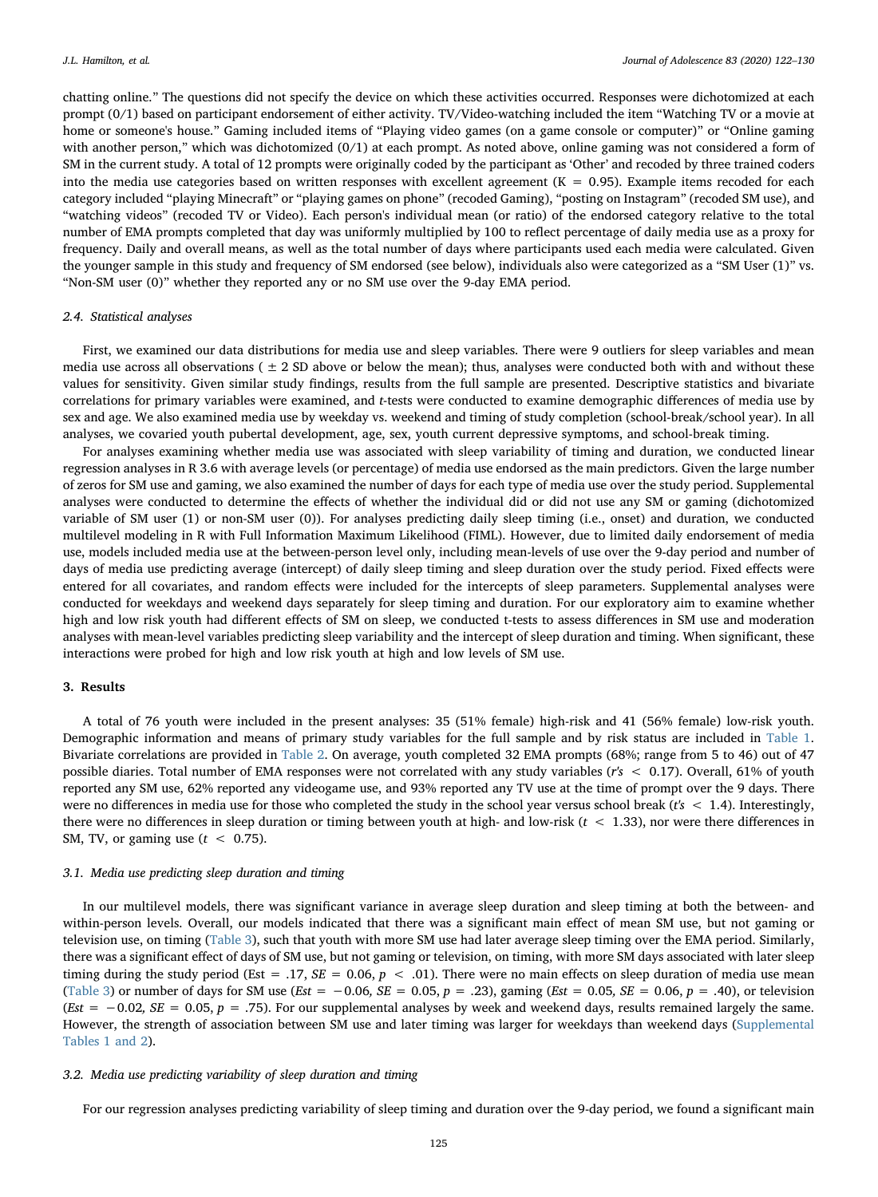chatting online." The questions did not specify the device on which these activities occurred. Responses were dichotomized at each prompt (0/1) based on participant endorsement of either activity. TV/Video-watching included the item "Watching TV or a movie at home or someone's house." Gaming included items of "Playing video games (on a game console or computer)" or "Online gaming with another person," which was dichotomized (0/1) at each prompt. As noted above, online gaming was not considered a form of SM in the current study. A total of 12 prompts were originally coded by the participant as 'Other' and recoded by three trained coders into the media use categories based on written responses with excellent agreement (K = 0.95). Example items recoded for each category included "playing Minecraft" or "playing games on phone" (recoded Gaming), "posting on Instagram" (recoded SM use), and "watching videos" (recoded TV or Video). Each person's individual mean (or ratio) of the endorsed category relative to the total number of EMA prompts completed that day was uniformly multiplied by 100 to reflect percentage of daily media use as a proxy for frequency. Daily and overall means, as well as the total number of days where participants used each media were calculated. Given the younger sample in this study and frequency of SM endorsed (see below), individuals also were categorized as a "SM User (1)" vs. "Non-SM user (0)" whether they reported any or no SM use over the 9-day EMA period.

### 2.4. Statistical analyses

First, we examined our data distributions for media use and sleep variables. There were 9 outliers for sleep variables and mean media use across all observations ( $\pm$ 2 SD above or below the mean); thus, analyses were conducted both with and without these values for sensitivity. Given similar study findings, results from the full sample are presented. Descriptive statistics and bivariate correlations for primary variables were examined, and *t*-tests were conducted to examine demographic differences of media use by sex and age. We also examined media use by weekday vs. weekend and timing of study completion (school-break/school year). In all analyses, we covaried youth pubertal development, age, sex, youth current depressive symptoms, and school-break timing.

For analyses examining whether media use was associated with sleep variability of timing and duration, we conducted linear regression analyses in R 3.6 with average levels (or percentage) of media use endorsed as the main predictors. Given the large number of zeros for SM use and gaming, we also examined the number of days for each type of media use over the study period. Supplemental analyses were conducted to determine the effects of whether the individual did or did not use any SM or gaming (dichotomized variable of SM user (1) or non-SM user (0)). For analyses predicting daily sleep timing (i.e., onset) and duration, we conducted multilevel modeling in R with Full Information Maximum Likelihood (FIML). However, due to limited daily endorsement of media use, models included media use at the between-person level only, including mean-levels of use over the 9-day period and number of days of media use predicting average (intercept) of daily sleep timing and sleep duration over the study period. Fixed effects were entered for all covariates, and random effects were included for the intercepts of sleep parameters. Supplemental analyses were conducted for weekdays and weekend days separately for sleep timing and duration. For our exploratory aim to examine whether high and low risk youth had different effects of SM on sleep, we conducted t-tests to assess differences in SM use and moderation analyses with mean-level variables predicting sleep variability and the intercept of sleep duration and timing. When significant, these interactions were probed for high and low risk youth at high and low levels of SM use.

## 3. Results

A total of 76 youth were included in the present analyses: 35 (51% female) high-risk and 41 (56% female) low-risk youth. Demographic information and means of primary study variables for the full sample and by risk status are included in Table 1. Bivariate correlations are provided in Table 2. On average, youth completed 32 EMA prompts (68%; range from 5 to 46) out of 47 possible diaries. Total number of EMA responses were not correlated with any study variables (*r's* $<$ 0.17). Overall, 61% of youth reported any SM use, 62% reported any videogame use, and 93% reported any TV use at the time of prompt over the 9 days. There were no differences in media use for those who completed the study in the school year versus school break (*t's* $<$ 1.4). Interestingly, there were no differences in sleep duration or timing between youth at high- and low-risk ($t < 1.33$), nor were there differences in SM, TV, or gaming use ($t < 0.75$).

### 3.1. Media use predicting sleep duration and timing

In our multilevel models, there was significant variance in average sleep duration and sleep timing at both the between- and within-person levels. Overall, our models indicated that there was a significant main effect of mean SM use, but not gaming or television use, on timing (Table 3), such that youth with more SM use had later average sleep timing over the EMA period. Similarly, there was a significant effect of days of SM use, but not gaming or television, on timing, with more SM days associated with later sleep timing during the study period (Est = .17, *SE* = 0.06, $p < .01$). There were no main effects on sleep duration of media use mean (Table 3) or number of days for SM use (*Est* = −0.06, *SE* = 0.05, $p = .23$), gaming (*Est* = 0.05, *SE* = 0.06, $p = .40$), or television (*Est* = −0.02, *SE* = 0.05, $p = .75$). For our supplemental analyses by week and weekend days, results remained largely the same. However, the strength of association between SM use and later timing was larger for weekdays than weekend days (Supplemental Tables 1 and 2).

### 3.2. Media use predicting variability of sleep duration and timing

For our regression analyses predicting variability of sleep timing and duration over the 9-day period, we found a significant main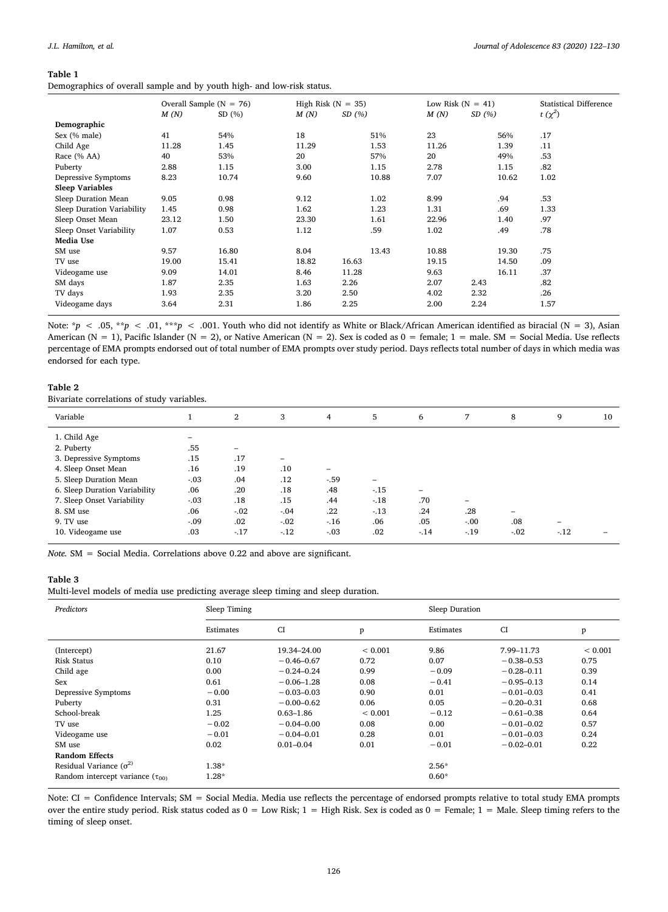**Table 1**
Demographics of overall sample and by youth high- and low-risk status.

| | Overall Sample (N = 76) | | High Risk (N = 35) | | Low Risk (N = 41) | | Statistical Difference |
|---|---|---|---|---|---|---|---|
| | *M (N)* | SD (%) | *M (N)* | *SD (%)* | *M (N)* | *SD (%)* | *t* ($\chi^2$) |
| **Demographic** | | | | | | | |
| Sex (% male) | 41 | 54% | 18 | 51% | 23 | 56% | .17 |
| Child Age | 11.28 | 1.45 | 11.29 | 1.53 | 11.26 | 1.39 | .11 |
| Race (% AA) | 40 | 53% | 20 | 57% | 20 | 49% | .53 |
| Puberty | 2.88 | 1.15 | 3.00 | 1.15 | 2.78 | 1.15 | .82 |
| Depressive Symptoms | 8.23 | 10.74 | 9.60 | 10.88 | 7.07 | 10.62 | 1.02 |
| **Sleep Variables** | | | | | | | |
| Sleep Duration Mean | 9.05 | 0.98 | 9.12 | 1.02 | 8.99 | .94 | .53 |
| Sleep Duration Variability | 1.45 | 0.98 | 1.62 | 1.23 | 1.31 | .69 | 1.33 |
| Sleep Onset Mean | 23.12 | 1.50 | 23.30 | 1.61 | 22.96 | 1.40 | .97 |
| Sleep Onset Variability | 1.07 | 0.53 | 1.12 | .59 | 1.02 | .49 | .78 |
| **Media Use** | | | | | | | |
| SM use | 9.57 | 16.80 | 8.04 | 13.43 | 10.88 | 19.30 | .75 |
| TV use | 19.00 | 15.41 | 18.82 | 16.63 | 19.15 | 14.50 | .09 |
| Videogame use | 9.09 | 14.01 | 8.46 | 11.28 | 9.63 | 16.11 | .37 |
| SM days | 1.87 | 2.35 | 1.63 | 2.26 | 2.07 | 2.43 | .82 |
| TV days | 1.93 | 2.35 | 3.20 | 2.50 | 4.02 | 2.32 | .26 |
| Videogame days | 3.64 | 2.31 | 1.86 | 2.25 | 2.00 | 2.24 | 1.57 |

Note: \*$p < .05$, \*\*$p < .01$, \*\*\*$p < .001$. Youth who did not identify as White or Black/African American identified as biracial (N = 3), Asian American (N = 1), Pacific Islander (N = 2), or Native American (N = 2). Sex is coded as 0 = female; 1 = male. SM = Social Media. Use reflects percentage of EMA prompts endorsed out of total number of EMA prompts over study period. Days reflects total number of days in which media was endorsed for each type.

**Table 2**
Bivariate correlations of study variables.

| Variable | 1 | 2 | 3 | 4 | 5 | 6 | 7 | 8 | 9 | 10 |
|---|---|---|---|---|---|---|---|---|---|---|
| 1. Child Age | – | | | | | | | | | |
| 2. Puberty | .55 | – | | | | | | | | |
| 3. Depressive Symptoms | .15 | .17 | – | | | | | | | |
| 4. Sleep Onset Mean | .16 | .19 | .10 | – | | | | | | |
| 5. Sleep Duration Mean | -.03 | .04 | .12 | -.59 | – | | | | | |
| 6. Sleep Duration Variability | .06 | .20 | .18 | .48 | -.15 | – | | | | |
| 7. Sleep Onset Variability | -.03 | .18 | .15 | .44 | -.18 | .70 | – | | | |
| 8. SM use | .06 | -.02 | -.04 | .22 | -.13 | .24 | .28 | – | | |
| 9. TV use | -.09 | .02 | -.02 | -.16 | .06 | .05 | -.00 | .08 | – | |
| 10. Videogame use | .03 | -.17 | -.12 | -.03 | .02 | -.14 | -.19 | -.02 | -.12 | – |

*Note.* SM = Social Media. Correlations above 0.22 and above are significant.

**Table 3**
Multi-level models of media use predicting average sleep timing and sleep duration.

| *Predictors* | Sleep Timing | | | Sleep Duration | | |
|---|---|---|---|---|---|---|
| | Estimates | CI | p | Estimates | CI | p |
| (Intercept) | 21.67 | 19.34–24.00 | < 0.001 | 9.86 | 7.99–11.73 | < 0.001 |
| Risk Status | 0.10 | −0.46–0.67 | 0.72 | 0.07 | −0.38–0.53 | 0.75 |
| Child age | 0.00 | −0.24–0.24 | 0.99 | −0.09 | −0.28–0.11 | 0.39 |
| Sex | 0.61 | −0.06–1.28 | 0.08 | −0.41 | −0.95–0.13 | 0.14 |
| Depressive Symptoms | −0.00 | −0.03–0.03 | 0.90 | 0.01 | −0.01–0.03 | 0.41 |
| Puberty | 0.31 | −0.00–0.62 | 0.06 | 0.05 | −0.20–0.31 | 0.68 |
| School-break | 1.25 | 0.63–1.86 | < 0.001 | −0.12 | −0.61–0.38 | 0.64 |
| TV use | −0.02 | −0.04–0.00 | 0.08 | 0.00 | −0.01–0.02 | 0.57 |
| Videogame use | −0.01 | −0.04–0.01 | 0.28 | 0.01 | −0.01–0.03 | 0.24 |
| SM use | 0.02 | 0.01–0.04 | 0.01 | −0.01 | −0.02–0.01 | 0.22 |
| **Random Effects** | | | | | | |
| Residual Variance ($\sigma^2$) | 1.38\* | | | 2.56\* | | |
| Random intercept variance ($\tau_{00}$) | 1.28\* | | | 0.60\* | | |

Note: CI = Confidence Intervals; SM = Social Media. Media use reflects the percentage of endorsed prompts relative to total study EMA prompts over the entire study period. Risk status coded as 0 = Low Risk; 1 = High Risk. Sex is coded as 0 = Female; 1 = Male. Sleep timing refers to the timing of sleep onset.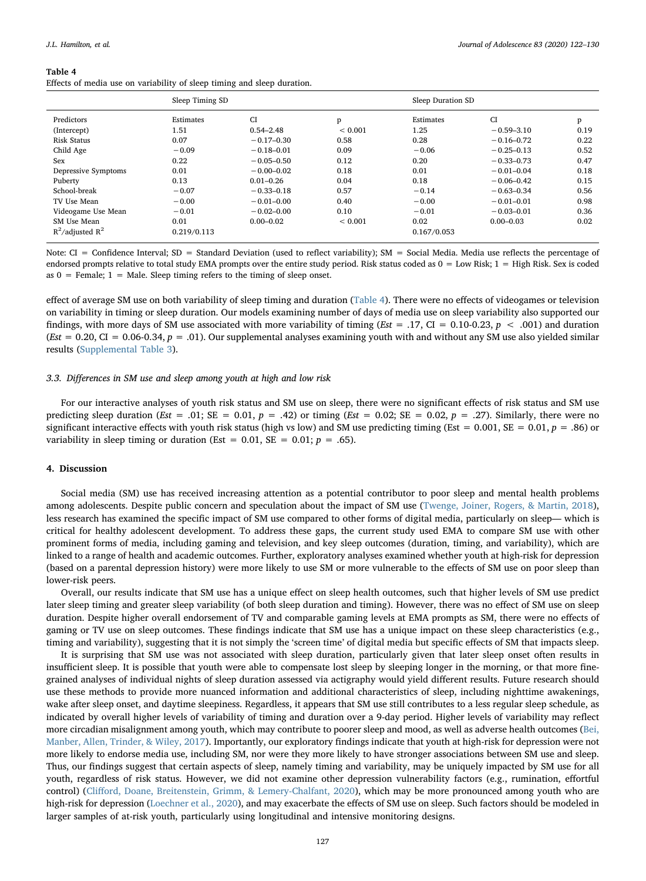**Table 4**
Effects of media use on variability of sleep timing and sleep duration.

| | Sleep Timing SD | | | Sleep Duration SD | | |
|---|---|---|---|---|---|---|
| Predictors | Estimates | CI | p | Estimates | CI | p |
| (Intercept) | 1.51 | 0.54–2.48 | < 0.001 | 1.25 | −0.59–3.10 | 0.19 |
| Risk Status | 0.07 | −0.17–0.30 | 0.58 | 0.28 | −0.16–0.72 | 0.22 |
| Child Age | −0.09 | −0.18–0.01 | 0.09 | −0.06 | −0.25–0.13 | 0.52 |
| Sex | 0.22 | −0.05–0.50 | 0.12 | 0.20 | −0.33–0.73 | 0.47 |
| Depressive Symptoms | 0.01 | −0.00–0.02 | 0.18 | 0.01 | −0.01–0.04 | 0.18 |
| Puberty | 0.13 | 0.01–0.26 | 0.04 | 0.18 | −0.06–0.42 | 0.15 |
| School-break | −0.07 | −0.33–0.18 | 0.57 | −0.14 | −0.63–0.34 | 0.56 |
| TV Use Mean | −0.00 | −0.01–0.00 | 0.40 | −0.00 | −0.01–0.01 | 0.98 |
| Videogame Use Mean | −0.01 | −0.02–0.00 | 0.10 | −0.01 | −0.03–0.01 | 0.36 |
| SM Use Mean | 0.01 | 0.00–0.02 | < 0.001 | 0.02 | 0.00–0.03 | 0.02 |
| $R^2$/adjusted $R^2$ | 0.219/0.113 | | | 0.167/0.053 | | |

Note: CI = Confidence Interval; SD = Standard Deviation (used to reflect variability); SM = Social Media. Media use reflects the percentage of endorsed prompts relative to total study EMA prompts over the entire study period. Risk status coded as 0 = Low Risk; 1 = High Risk. Sex is coded as 0 = Female; 1 = Male. Sleep timing refers to the timing of sleep onset.

effect of average SM use on both variability of sleep timing and duration (Table 4). There were no effects of videogames or television on variability in timing or sleep duration. Our models examining number of days of media use on sleep variability also supported our findings, with more days of SM use associated with more variability of timing (*Est* = .17, CI = 0.10-0.23, $p < .001$) and duration (*Est* = 0.20, CI = 0.06-0.34, $p = .01$). Our supplemental analyses examining youth with and without any SM use also yielded similar results (Supplemental Table 3).

### 3.3. Differences in SM use and sleep among youth at high and low risk

For our interactive analyses of youth risk status and SM use on sleep, there were no significant effects of risk status and SM use predicting sleep duration (*Est* = .01; SE = 0.01, $p = .42$) or timing (*Est* = 0.02; SE = 0.02, $p = .27$). Similarly, there were no significant interactive effects with youth risk status (high vs low) and SM use predicting timing (Est = 0.001, SE = 0.01, $p = .86$) or variability in sleep timing or duration (Est = 0.01, SE = 0.01; $p = .65$).

## 4. Discussion

Social media (SM) use has received increasing attention as a potential contributor to poor sleep and mental health problems among adolescents. Despite public concern and speculation about the impact of SM use (Twenge, Joiner, Rogers, & Martin, 2018), less research has examined the specific impact of SM use compared to other forms of digital media, particularly on sleep— which is critical for healthy adolescent development. To address these gaps, the current study used EMA to compare SM use with other prominent forms of media, including gaming and television, and key sleep outcomes (duration, timing, and variability), which are linked to a range of health and academic outcomes. Further, exploratory analyses examined whether youth at high-risk for depression (based on a parental depression history) were more likely to use SM or more vulnerable to the effects of SM use on poor sleep than lower-risk peers.

Overall, our results indicate that SM use has a unique effect on sleep health outcomes, such that higher levels of SM use predict later sleep timing and greater sleep variability (of both sleep duration and timing). However, there was no effect of SM use on sleep duration. Despite higher overall endorsement of TV and comparable gaming levels at EMA prompts as SM, there were no effects of gaming or TV use on sleep outcomes. These findings indicate that SM use has a unique impact on these sleep characteristics (e.g., timing and variability), suggesting that it is not simply the 'screen time' of digital media but specific effects of SM that impacts sleep.

It is surprising that SM use was not associated with sleep duration, particularly given that later sleep onset often results in insufficient sleep. It is possible that youth were able to compensate lost sleep by sleeping longer in the morning, or that more fine-grained analyses of individual nights of sleep duration assessed via actigraphy would yield different results. Future research should use these methods to provide more nuanced information and additional characteristics of sleep, including nighttime awakenings, wake after sleep onset, and daytime sleepiness. Regardless, it appears that SM use still contributes to a less regular sleep schedule, as indicated by overall higher levels of variability of timing and duration over a 9-day period. Higher levels of variability may reflect more circadian misalignment among youth, which may contribute to poorer sleep and mood, as well as adverse health outcomes (Bei, Manber, Allen, Trinder, & Wiley, 2017). Importantly, our exploratory findings indicate that youth at high-risk for depression were not more likely to endorse media use, including SM, nor were they more likely to have stronger associations between SM use and sleep. Thus, our findings suggest that certain aspects of sleep, namely timing and variability, may be uniquely impacted by SM use for all youth, regardless of risk status. However, we did not examine other depression vulnerability factors (e.g., rumination, effortful control) (Clifford, Doane, Breitenstein, Grimm, & Lemery-Chalfant, 2020), which may be more pronounced among youth who are high-risk for depression (Loechner et al., 2020), and may exacerbate the effects of SM use on sleep. Such factors should be modeled in larger samples of at-risk youth, particularly using longitudinal and intensive monitoring designs.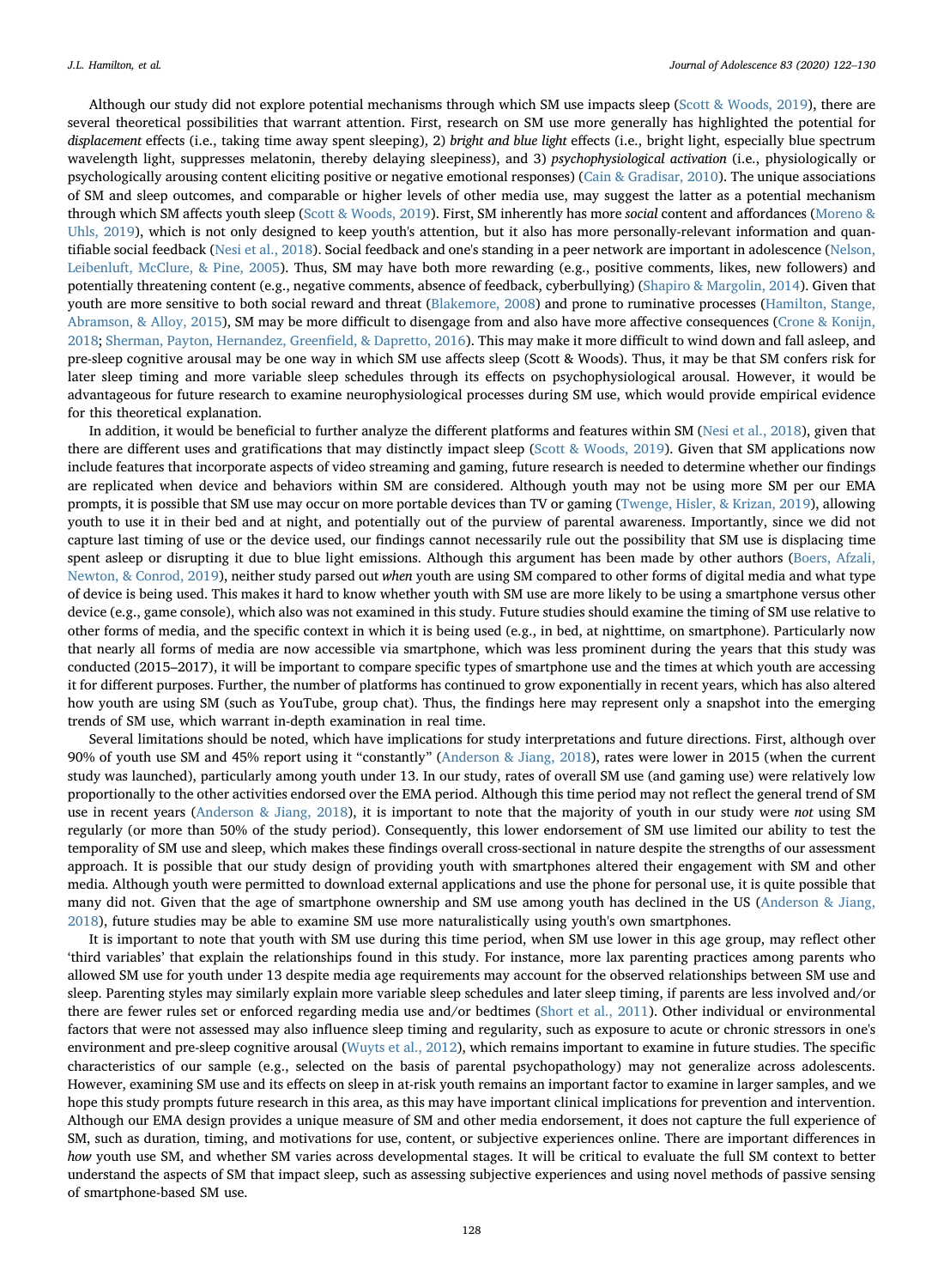Although our study did not explore potential mechanisms through which SM use impacts sleep (Scott & Woods, 2019), there are several theoretical possibilities that warrant attention. First, research on SM use more generally has highlighted the potential for *displacement* effects (i.e., taking time away spent sleeping), 2) *bright and blue light* effects (i.e., bright light, especially blue spectrum wavelength light, suppresses melatonin, thereby delaying sleepiness), and 3) *psychophysiological activation* (i.e., physiologically or psychologically arousing content eliciting positive or negative emotional responses) (Cain & Gradisar, 2010). The unique associations of SM and sleep outcomes, and comparable or higher levels of other media use, may suggest the latter as a potential mechanism through which SM affects youth sleep (Scott & Woods, 2019). First, SM inherently has more *social* content and affordances (Moreno & Uhls, 2019), which is not only designed to keep youth's attention, but it also has more personally-relevant information and quantifiable social feedback (Nesi et al., 2018). Social feedback and one's standing in a peer network are important in adolescence (Nelson, Leibenluft, McClure, & Pine, 2005). Thus, SM may have both more rewarding (e.g., positive comments, likes, new followers) and potentially threatening content (e.g., negative comments, absence of feedback, cyberbullying) (Shapiro & Margolin, 2014). Given that youth are more sensitive to both social reward and threat (Blakemore, 2008) and prone to ruminative processes (Hamilton, Stange, Abramson, & Alloy, 2015), SM may be more difficult to disengage from and also have more affective consequences (Crone & Konijn, 2018; Sherman, Payton, Hernandez, Greenfield, & Dapretto, 2016). This may make it more difficult to wind down and fall asleep, and pre-sleep cognitive arousal may be one way in which SM use affects sleep (Scott & Woods). Thus, it may be that SM confers risk for later sleep timing and more variable sleep schedules through its effects on psychophysiological arousal. However, it would be advantageous for future research to examine neurophysiological processes during SM use, which would provide empirical evidence for this theoretical explanation.

In addition, it would be beneficial to further analyze the different platforms and features within SM (Nesi et al., 2018), given that there are different uses and gratifications that may distinctly impact sleep (Scott & Woods, 2019). Given that SM applications now include features that incorporate aspects of video streaming and gaming, future research is needed to determine whether our findings are replicated when device and behaviors within SM are considered. Although youth may not be using more SM per our EMA prompts, it is possible that SM use may occur on more portable devices than TV or gaming (Twenge, Hisler, & Krizan, 2019), allowing youth to use it in their bed and at night, and potentially out of the purview of parental awareness. Importantly, since we did not capture last timing of use or the device used, our findings cannot necessarily rule out the possibility that SM use is displacing time spent asleep or disrupting it due to blue light emissions. Although this argument has been made by other authors (Boers, Afzali, Newton, & Conrod, 2019), neither study parsed out *when* youth are using SM compared to other forms of digital media and what type of device is being used. This makes it hard to know whether youth with SM use are more likely to be using a smartphone versus other device (e.g., game console), which also was not examined in this study. Future studies should examine the timing of SM use relative to other forms of media, and the specific context in which it is being used (e.g., in bed, at nighttime, on smartphone). Particularly now that nearly all forms of media are now accessible via smartphone, which was less prominent during the years that this study was conducted (2015–2017), it will be important to compare specific types of smartphone use and the times at which youth are accessing it for different purposes. Further, the number of platforms has continued to grow exponentially in recent years, which has also altered how youth are using SM (such as YouTube, group chat). Thus, the findings here may represent only a snapshot into the emerging trends of SM use, which warrant in-depth examination in real time.

Several limitations should be noted, which have implications for study interpretations and future directions. First, although over 90% of youth use SM and 45% report using it "constantly" (Anderson & Jiang, 2018), rates were lower in 2015 (when the current study was launched), particularly among youth under 13. In our study, rates of overall SM use (and gaming use) were relatively low proportionally to the other activities endorsed over the EMA period. Although this time period may not reflect the general trend of SM use in recent years (Anderson & Jiang, 2018), it is important to note that the majority of youth in our study were *not* using SM regularly (or more than 50% of the study period). Consequently, this lower endorsement of SM use limited our ability to test the temporality of SM use and sleep, which makes these findings overall cross-sectional in nature despite the strengths of our assessment approach. It is possible that our study design of providing youth with smartphones altered their engagement with SM and other media. Although youth were permitted to download external applications and use the phone for personal use, it is quite possible that many did not. Given that the age of smartphone ownership and SM use among youth has declined in the US (Anderson & Jiang, 2018), future studies may be able to examine SM use more naturalistically using youth's own smartphones.

It is important to note that youth with SM use during this time period, when SM use lower in this age group, may reflect other 'third variables' that explain the relationships found in this study. For instance, more lax parenting practices among parents who allowed SM use for youth under 13 despite media age requirements may account for the observed relationships between SM use and sleep. Parenting styles may similarly explain more variable sleep schedules and later sleep timing, if parents are less involved and/or there are fewer rules set or enforced regarding media use and/or bedtimes (Short et al., 2011). Other individual or environmental factors that were not assessed may also influence sleep timing and regularity, such as exposure to acute or chronic stressors in one's environment and pre-sleep cognitive arousal (Wuyts et al., 2012), which remains important to examine in future studies. The specific characteristics of our sample (e.g., selected on the basis of parental psychopathology) may not generalize across adolescents. However, examining SM use and its effects on sleep in at-risk youth remains an important factor to examine in larger samples, and we hope this study prompts future research in this area, as this may have important clinical implications for prevention and intervention. Although our EMA design provides a unique measure of SM and other media endorsement, it does not capture the full experience of SM, such as duration, timing, and motivations for use, content, or subjective experiences online. There are important differences in *how* youth use SM, and whether SM varies across developmental stages. It will be critical to evaluate the full SM context to better understand the aspects of SM that impact sleep, such as assessing subjective experiences and using novel methods of passive sensing of smartphone-based SM use.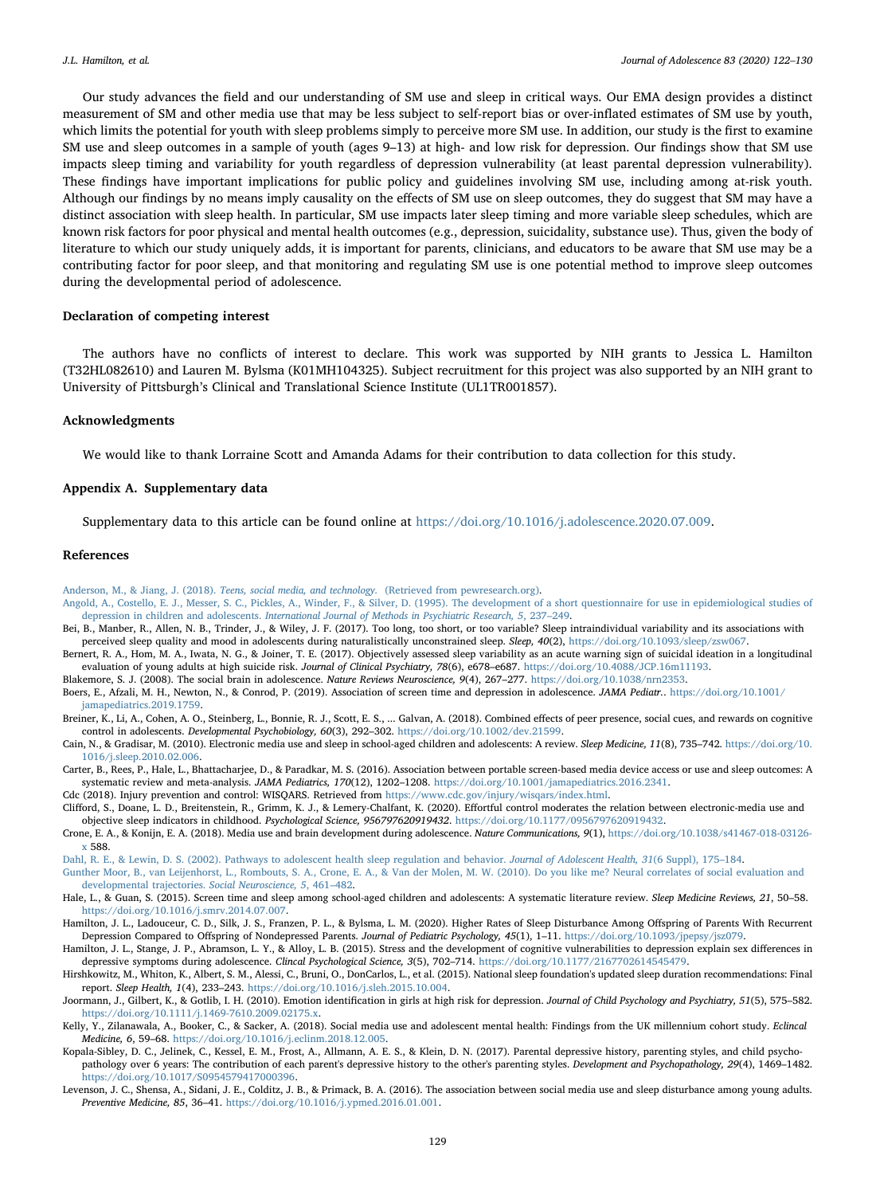Our study advances the field and our understanding of SM use and sleep in critical ways. Our EMA design provides a distinct measurement of SM and other media use that may be less subject to self-report bias or over-inflated estimates of SM use by youth, which limits the potential for youth with sleep problems simply to perceive more SM use. In addition, our study is the first to examine SM use and sleep outcomes in a sample of youth (ages 9–13) at high- and low risk for depression. Our findings show that SM use impacts sleep timing and variability for youth regardless of depression vulnerability (at least parental depression vulnerability). These findings have important implications for public policy and guidelines involving SM use, including among at-risk youth. Although our findings by no means imply causality on the effects of SM use on sleep outcomes, they do suggest that SM may have a distinct association with sleep health. In particular, SM use impacts later sleep timing and more variable sleep schedules, which are known risk factors for poor physical and mental health outcomes (e.g., depression, suicidality, substance use). Thus, given the body of literature to which our study uniquely adds, it is important for parents, clinicians, and educators to be aware that SM use may be a contributing factor for poor sleep, and that monitoring and regulating SM use is one potential method to improve sleep outcomes during the developmental period of adolescence.

## Declaration of competing interest

The authors have no conflicts of interest to declare. This work was supported by NIH grants to Jessica L. Hamilton (T32HL082610) and Lauren M. Bylsma (K01MH104325). Subject recruitment for this project was also supported by an NIH grant to University of Pittsburgh's Clinical and Translational Science Institute (UL1TR001857).

## Acknowledgments

We would like to thank Lorraine Scott and Amanda Adams for their contribution to data collection for this study.

## Appendix A. Supplementary data

Supplementary data to this article can be found online at https://doi.org/10.1016/j.adolescence.2020.07.009.

## References

Anderson, M., & Jiang, J. (2018). *Teens, social media, and technology.* (Retrieved from pewresearch.org).

Angold, A., Costello, E. J., Messer, S. C., Pickles, A., Winder, F., & Silver, D. (1995). The development of a short questionnaire for use in epidemiological studies of depression in children and adolescents. *International Journal of Methods in Psychiatric Research, 5*, 237–249.

Bei, B., Manber, R., Allen, N. B., Trinder, J., & Wiley, J. F. (2017). Too long, too short, or too variable? Sleep intraindividual variability and its associations with perceived sleep quality and mood in adolescents during naturalistically unconstrained sleep. *Sleep, 40*(2), https://doi.org/10.1093/sleep/zsw067.

Bernert, R. A., Hom, M. A., Iwata, N. G., & Joiner, T. E. (2017). Objectively assessed sleep variability as an acute warning sign of suicidal ideation in a longitudinal evaluation of young adults at high suicide risk. *Journal of Clinical Psychiatry, 78*(6), e678–e687. https://doi.org/10.4088/JCP.16m11193.

Blakemore, S. J. (2008). The social brain in adolescence. *Nature Reviews Neuroscience, 9*(4), 267–277. https://doi.org/10.1038/nrn2353.

Boers, E., Afzali, M. H., Newton, N., & Conrod, P. (2019). Association of screen time and depression in adolescence. *JAMA Pediatr.*. https://doi.org/10.1001/jamapediatrics.2019.1759.

Breiner, K., Li, A., Cohen, A. O., Steinberg, L., Bonnie, R. J., Scott, E. S., ... Galvan, A. (2018). Combined effects of peer presence, social cues, and rewards on cognitive control in adolescents. *Developmental Psychobiology, 60*(3), 292–302. https://doi.org/10.1002/dev.21599.

Cain, N., & Gradisar, M. (2010). Electronic media use and sleep in school-aged children and adolescents: A review. *Sleep Medicine, 11*(8), 735–742. https://doi.org/10.1016/j.sleep.2010.02.006.

Carter, B., Rees, P., Hale, L., Bhattacharjee, D., & Paradkar, M. S. (2016). Association between portable screen-based media device access or use and sleep outcomes: A systematic review and meta-analysis. *JAMA Pediatrics, 170*(12), 1202–1208. https://doi.org/10.1001/jamapediatrics.2016.2341.

Cdc (2018). Injury prevention and control: WISQARS. Retrieved from https://www.cdc.gov/injury/wisqars/index.html.

Clifford, S., Doane, L. D., Breitenstein, R., Grimm, K. J., & Lemery-Chalfant, K. (2020). Effortful control moderates the relation between electronic-media use and objective sleep indicators in childhood. *Psychological Science, 956797620919432*. https://doi.org/10.1177/0956797620919432.

Crone, E. A., & Konijn, E. A. (2018). Media use and brain development during adolescence. *Nature Communications, 9*(1), https://doi.org/10.1038/s41467-018-03126-x 588.

Dahl, R. E., & Lewin, D. S. (2002). Pathways to adolescent health sleep regulation and behavior. *Journal of Adolescent Health, 31*(6 Suppl), 175–184.

Gunther Moor, B., van Leijenhorst, L., Rombouts, S. A., Crone, E. A., & Van der Molen, M. W. (2010). Do you like me? Neural correlates of social evaluation and developmental trajectories. *Social Neuroscience, 5*, 461–482.

Hale, L., & Guan, S. (2015). Screen time and sleep among school-aged children and adolescents: A systematic literature review. *Sleep Medicine Reviews, 21*, 50–58. https://doi.org/10.1016/j.smrv.2014.07.007.

Hamilton, J. L., Ladouceur, C. D., Silk, J. S., Franzen, P. L., & Bylsma, L. M. (2020). Higher Rates of Sleep Disturbance Among Offspring of Parents With Recurrent Depression Compared to Offspring of Nondepressed Parents. *Journal of Pediatric Psychology, 45*(1), 1–11. https://doi.org/10.1093/jpepsy/jsz079.

Hamilton, J. L., Stange, J. P., Abramson, L. Y., & Alloy, L. B. (2015). Stress and the development of cognitive vulnerabilities to depression explain sex differences in depressive symptoms during adolescence. *Clincal Psychological Science, 3*(5), 702–714. https://doi.org/10.1177/2167702614545479.

Hirshkowitz, M., Whiton, K., Albert, S. M., Alessi, C., Bruni, O., DonCarlos, L., et al. (2015). National sleep foundation's updated sleep duration recommendations: Final report. *Sleep Health, 1*(4), 233–243. https://doi.org/10.1016/j.sleh.2015.10.004.

Joormann, J., Gilbert, K., & Gotlib, I. H. (2010). Emotion identification in girls at high risk for depression. *Journal of Child Psychology and Psychiatry, 51*(5), 575–582. https://doi.org/10.1111/j.1469-7610.2009.02175.x.

Kelly, Y., Zilanawala, A., Booker, C., & Sacker, A. (2018). Social media use and adolescent mental health: Findings from the UK millennium cohort study. *Eclincal Medicine, 6*, 59–68. https://doi.org/10.1016/j.eclinm.2018.12.005.

Kopala-Sibley, D. C., Jelinek, C., Kessel, E. M., Frost, A., Allmann, A. E. S., & Klein, D. N. (2017). Parental depressive history, parenting styles, and child psychopathology over 6 years: The contribution of each parent's depressive history to the other's parenting styles. *Development and Psychopathology, 29*(4), 1469–1482. https://doi.org/10.1017/S0954579417000396.

Levenson, J. C., Shensa, A., Sidani, J. E., Colditz, J. B., & Primack, B. A. (2016). The association between social media use and sleep disturbance among young adults. *Preventive Medicine, 85*, 36–41. https://doi.org/10.1016/j.ypmed.2016.01.001.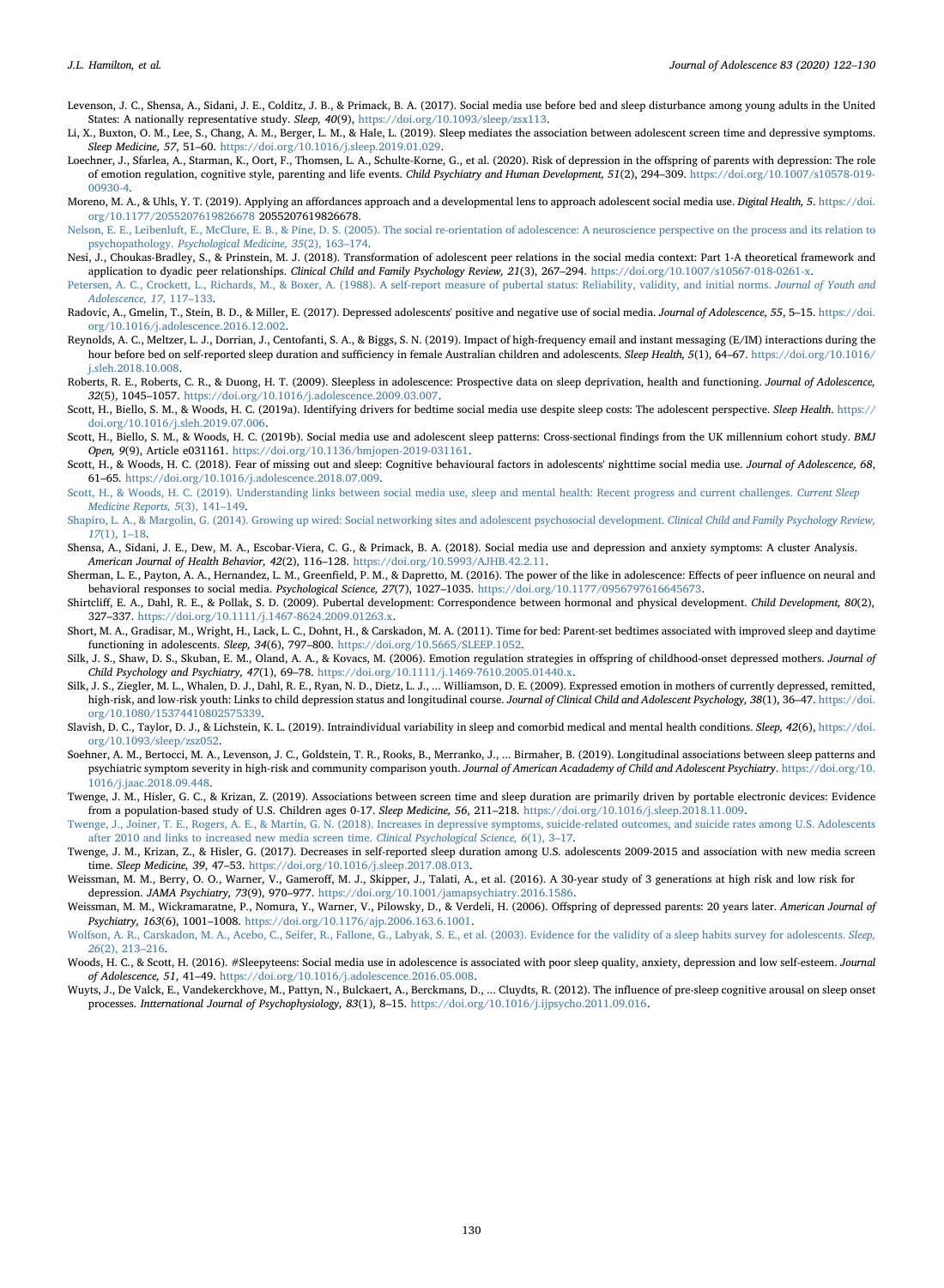Levenson, J. C., Shensa, A., Sidani, J. E., Colditz, J. B., & Primack, B. A. (2017). Social media use before bed and sleep disturbance among young adults in the United States: A nationally representative study. *Sleep, 40*(9), https://doi.org/10.1093/sleep/zsx113.

Li, X., Buxton, O. M., Lee, S., Chang, A. M., Berger, L. M., & Hale, L. (2019). Sleep mediates the association between adolescent screen time and depressive symptoms. *Sleep Medicine, 57*, 51–60. https://doi.org/10.1016/j.sleep.2019.01.029.

Loechner, J., Sfarlea, A., Starman, K., Oort, F., Thomsen, L. A., Schulte-Korne, G., et al. (2020). Risk of depression in the offspring of parents with depression: The role of emotion regulation, cognitive style, parenting and life events. *Child Psychiatry and Human Development, 51*(2), 294–309. https://doi.org/10.1007/s10578-019-00930-4.

Moreno, M. A., & Uhls, Y. T. (2019). Applying an affordances approach and a developmental lens to approach adolescent social media use. *Digital Health, 5*. https://doi.org/10.1177/2055207619826678 2055207619826678.

Nelson, E. E., Leibenluft, E., McClure, E. B., & Pine, D. S. (2005). The social re-orientation of adolescence: A neuroscience perspective on the process and its relation to psychopathology. *Psychological Medicine, 35*(2), 163–174.

Nesi, J., Choukas-Bradley, S., & Prinstein, M. J. (2018). Transformation of adolescent peer relations in the social media context: Part 1-A theoretical framework and application to dyadic peer relationships. *Clinical Child and Family Psychology Review, 21*(3), 267–294. https://doi.org/10.1007/s10567-018-0261-x.

Petersen, A. C., Crockett, L., Richards, M., & Boxer, A. (1988). A self-report measure of pubertal status: Reliability, validity, and initial norms. *Journal of Youth and Adolescence, 17*, 117–133.

Radovic, A., Gmelin, T., Stein, B. D., & Miller, E. (2017). Depressed adolescents' positive and negative use of social media. *Journal of Adolescence, 55*, 5–15. https://doi.org/10.1016/j.adolescence.2016.12.002.

Reynolds, A. C., Meltzer, L. J., Dorrian, J., Centofanti, S. A., & Biggs, S. N. (2019). Impact of high-frequency email and instant messaging (E/IM) interactions during the hour before bed on self-reported sleep duration and sufficiency in female Australian children and adolescents. *Sleep Health, 5*(1), 64–67. https://doi.org/10.1016/j.sleh.2018.10.008.

Roberts, R. E., Roberts, C. R., & Duong, H. T. (2009). Sleepless in adolescence: Prospective data on sleep deprivation, health and functioning. *Journal of Adolescence, 32*(5), 1045–1057. https://doi.org/10.1016/j.adolescence.2009.03.007.

Scott, H., Biello, S. M., & Woods, H. C. (2019a). Identifying drivers for bedtime social media use despite sleep costs: The adolescent perspective. *Sleep Health*. https://doi.org/10.1016/j.sleh.2019.07.006.

Scott, H., Biello, S. M., & Woods, H. C. (2019b). Social media use and adolescent sleep patterns: Cross-sectional findings from the UK millennium cohort study. *BMJ Open, 9*(9), Article e031161. https://doi.org/10.1136/bmjopen-2019-031161.

Scott, H., & Woods, H. C. (2018). Fear of missing out and sleep: Cognitive behavioural factors in adolescents' nighttime social media use. *Journal of Adolescence, 68*, 61–65. https://doi.org/10.1016/j.adolescence.2018.07.009.

Scott, H., & Woods, H. C. (2019). Understanding links between social media use, sleep and mental health: Recent progress and current challenges. *Current Sleep Medicine Reports, 5*(3), 141–149.

Shapiro, L. A., & Margolin, G. (2014). Growing up wired: Social networking sites and adolescent psychosocial development. *Clinical Child and Family Psychology Review, 17*(1), 1–18.

Shensa, A., Sidani, J. E., Dew, M. A., Escobar-Viera, C. G., & Primack, B. A. (2018). Social media use and depression and anxiety symptoms: A cluster Analysis. *American Journal of Health Behavior, 42*(2), 116–128. https://doi.org/10.5993/AJHB.42.2.11.

Sherman, L. E., Payton, A. A., Hernandez, L. M., Greenfield, P. M., & Dapretto, M. (2016). The power of the like in adolescence: Effects of peer influence on neural and behavioral responses to social media. *Psychological Science, 27*(7), 1027–1035. https://doi.org/10.1177/0956797616645673.

Shirtcliff, E. A., Dahl, R. E., & Pollak, S. D. (2009). Pubertal development: Correspondence between hormonal and physical development. *Child Development, 80*(2), 327–337. https://doi.org/10.1111/j.1467-8624.2009.01263.x.

Short, M. A., Gradisar, M., Wright, H., Lack, L. C., Dohnt, H., & Carskadon, M. A. (2011). Time for bed: Parent-set bedtimes associated with improved sleep and daytime functioning in adolescents. *Sleep, 34*(6), 797–800. https://doi.org/10.5665/SLEEP.1052.

Silk, J. S., Shaw, D. S., Skuban, E. M., Oland, A. A., & Kovacs, M. (2006). Emotion regulation strategies in offspring of childhood-onset depressed mothers. *Journal of Child Psychology and Psychiatry, 47*(1), 69–78. https://doi.org/10.1111/j.1469-7610.2005.01440.x.

Silk, J. S., Ziegler, M. L., Whalen, D. J., Dahl, R. E., Ryan, N. D., Dietz, L. J., ... Williamson, D. E. (2009). Expressed emotion in mothers of currently depressed, remitted, high-risk, and low-risk youth: Links to child depression status and longitudinal course. *Journal of Clinical Child and Adolescent Psychology, 38*(1), 36–47. https://doi.org/10.1080/15374410802575339.

Slavish, D. C., Taylor, D. J., & Lichstein, K. L. (2019). Intraindividual variability in sleep and comorbid medical and mental health conditions. *Sleep, 42*(6), https://doi.org/10.1093/sleep/zsz052.

Soehner, A. M., Bertocci, M. A., Levenson, J. C., Goldstein, T. R., Rooks, B., Merranko, J., ... Birmaher, B. (2019). Longitudinal associations between sleep patterns and psychiatric symptom severity in high-risk and community comparison youth. *Journal of American Acadademy of Child and Adolescent Psychiatry*. https://doi.org/10.1016/j.jaac.2018.09.448.

Twenge, J. M., Hisler, G. C., & Krizan, Z. (2019). Associations between screen time and sleep duration are primarily driven by portable electronic devices: Evidence from a population-based study of U.S. Children ages 0-17. *Sleep Medicine, 56*, 211–218. https://doi.org/10.1016/j.sleep.2018.11.009.

Twenge, J., Joiner, T. E., Rogers, A. E., & Martin, G. N. (2018). Increases in depressive symptoms, suicide-related outcomes, and suicide rates among U.S. Adolescents after 2010 and links to increased new media screen time. *Clinical Psychological Science, 6*(1), 3–17.

Twenge, J. M., Krizan, Z., & Hisler, G. (2017). Decreases in self-reported sleep duration among U.S. adolescents 2009-2015 and association with new media screen time. *Sleep Medicine, 39*, 47–53. https://doi.org/10.1016/j.sleep.2017.08.013.

Weissman, M. M., Berry, O. O., Warner, V., Gameroff, M. J., Skipper, J., Talati, A., et al. (2016). A 30-year study of 3 generations at high risk and low risk for depression. *JAMA Psychiatry, 73*(9), 970–977. https://doi.org/10.1001/jamapsychiatry.2016.1586.

Weissman, M. M., Wickramaratne, P., Nomura, Y., Warner, V., Pilowsky, D., & Verdeli, H. (2006). Offspring of depressed parents: 20 years later. *American Journal of Psychiatry, 163*(6), 1001–1008. https://doi.org/10.1176/ajp.2006.163.6.1001.

Wolfson, A. R., Carskadon, M. A., Acebo, C., Seifer, R., Fallone, G., Labyak, S. E., et al. (2003). Evidence for the validity of a sleep habits survey for adolescents. *Sleep, 26*(2), 213–216.

Woods, H. C., & Scott, H. (2016). #Sleepyteens: Social media use in adolescence is associated with poor sleep quality, anxiety, depression and low self-esteem. *Journal of Adolescence, 51*, 41–49. https://doi.org/10.1016/j.adolescence.2016.05.008.

Wuyts, J., De Valck, E., Vandekerckhove, M., Pattyn, N., Bulckaert, A., Berckmans, D., ... Cluydts, R. (2012). The influence of pre-sleep cognitive arousal on sleep onset processes. *Intternational Journal of Psychophysiology, 83*(1), 8–15. https://doi.org/10.1016/j.ijpsycho.2011.09.016.